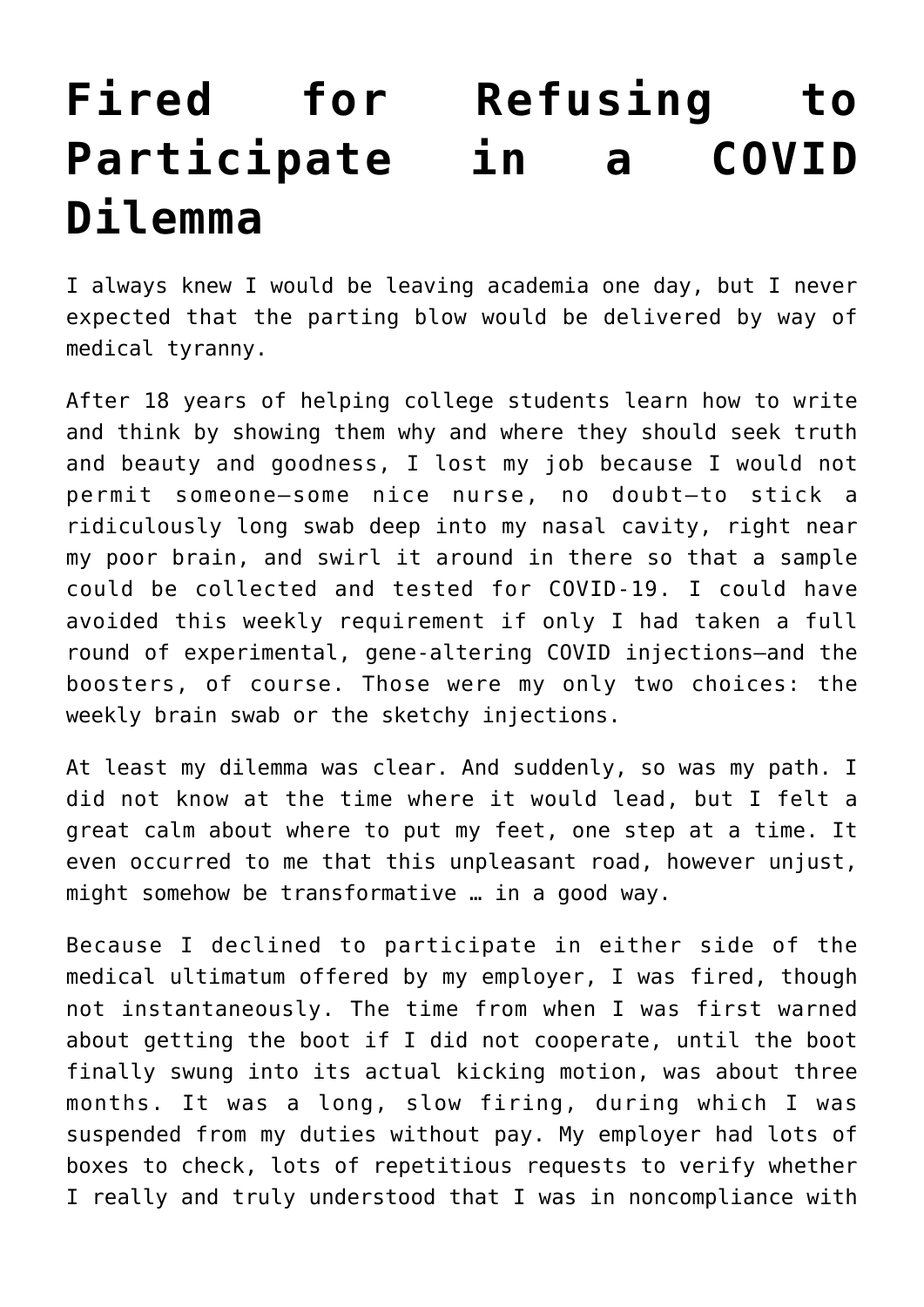# Fired for Refusing to Participate in a COVID Dilemma

I always knew I would be leaving academia one day, but I never expected that the parting blow would be delivered by way of medical tyranny.

After 18 years of helping college students learn how to write and think by showing them why and where they should seek truth and beauty and goodness, I lost my job because I would not permit someone—some nice nurse, no doubt—to stick a ridiculously long swab deep into my nasal cavity, right near my poor brain, and swirl it around in there so that a sample could be collected and tested for COVID-19. I could have avoided this weekly requirement if only I had taken a full round of experimental, gene-altering COVID injections—and the boosters, of course. Those were my only two choices: the weekly brain swab or the sketchy injections.

At least my dilemma was clear. And suddenly, so was my path. I did not know at the time where it would lead, but I felt a great calm about where to put my feet, one step at a time. It even occurred to me that this unpleasant road, however unjust, might somehow be transformative … in a good way.

Because I declined to participate in either side of the medical ultimatum offered by my employer, I was fired, though not instantaneously. The time from when I was first warned about getting the boot if I did not cooperate, until the boot finally swung into its actual kicking motion, was about three months. It was a long, slow firing, during which I was suspended from my duties without pay. My employer had lots of boxes to check, lots of repetitious requests to verify whether I really and truly understood that I was in noncompliance with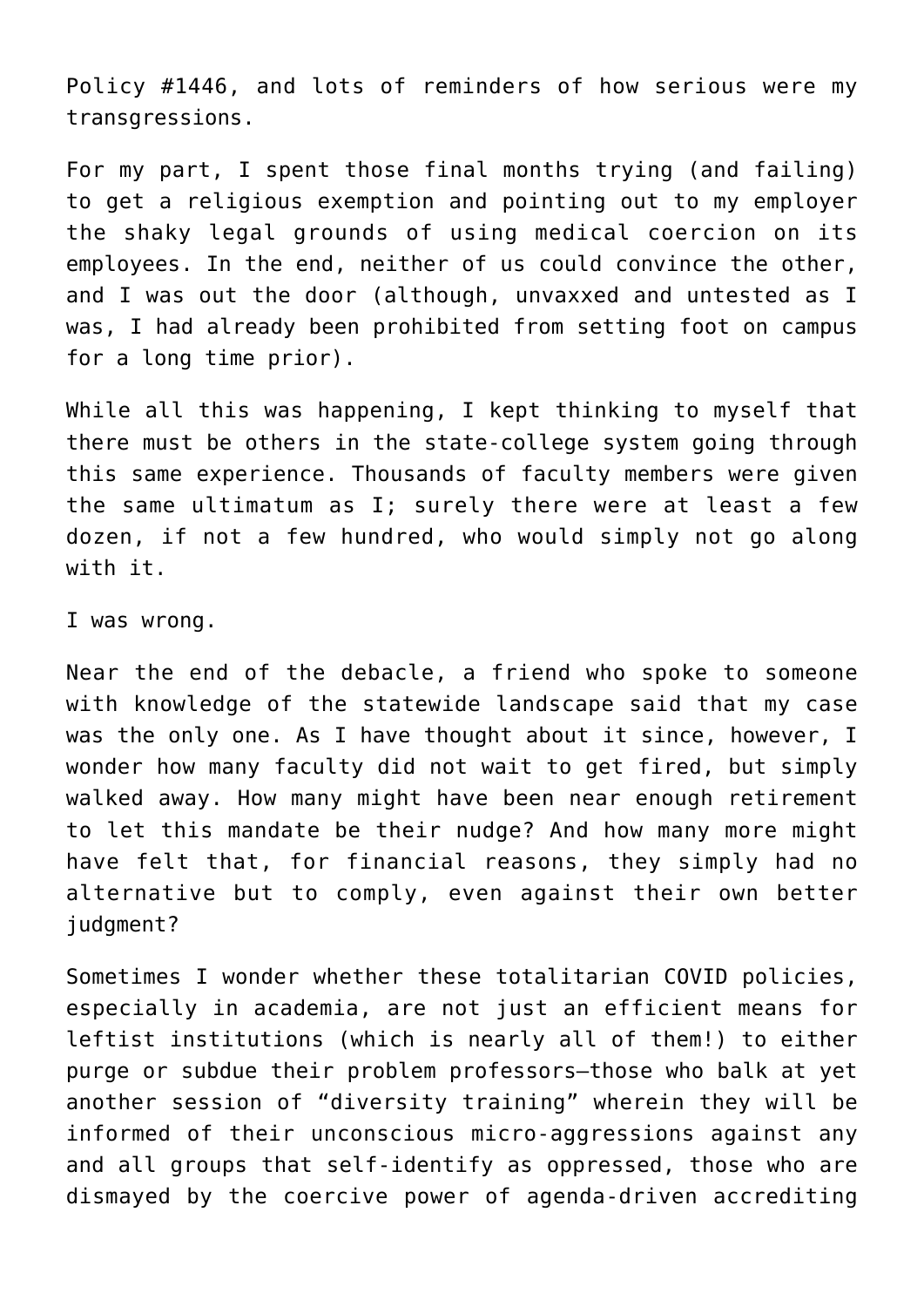Policy #1446, and lots of reminders of how serious were my transgressions.

For my part, I spent those final months trying (and failing) to get a religious exemption and pointing out to my employer the shaky legal grounds of using medical coercion on its employees. In the end, neither of us could convince the other, and I was out the door (although, unvaxxed and untested as I was, I had already been prohibited from setting foot on campus for a long time prior).

While all this was happening, I kept thinking to myself that there must be others in the state-college system going through this same experience. Thousands of faculty members were given the same ultimatum as I; surely there were at least a few dozen, if not a few hundred, who would simply not go along with it.

I was wrong.

Near the end of the debacle, a friend who spoke to someone with knowledge of the statewide landscape said that my case was the only one. As I have thought about it since, however, I wonder how many faculty did not wait to get fired, but simply walked away. How many might have been near enough retirement to let this mandate be their nudge? And how many more might have felt that, for financial reasons, they simply had no alternative but to comply, even against their own better judgment?

Sometimes I wonder whether these totalitarian COVID policies, especially in academia, are not just an efficient means for leftist institutions (which is nearly all of them!) to either purge or subdue their problem professors—those who balk at yet another session of "diversity training" wherein they will be informed of their unconscious micro-aggressions against any and all groups that self-identify as oppressed, those who are dismayed by the coercive power of agenda-driven accrediting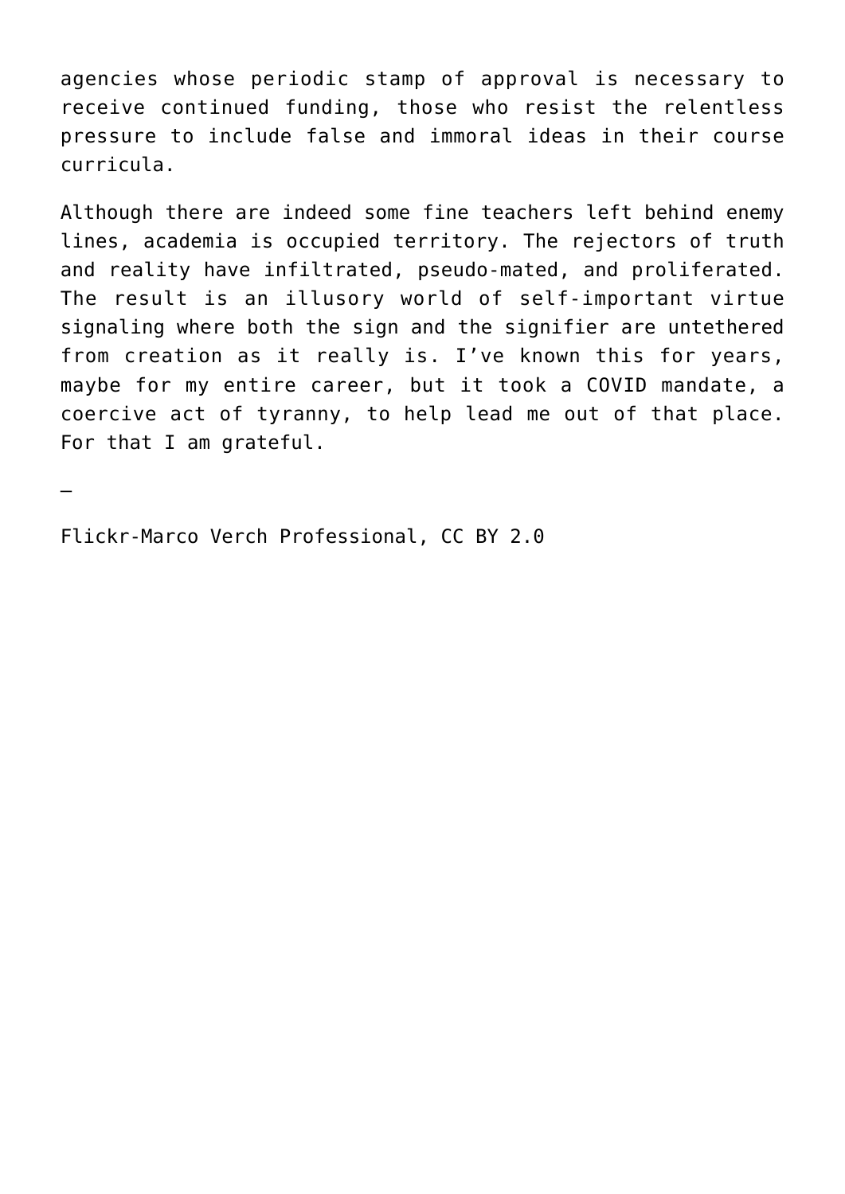agencies whose periodic stamp of approval is necessary to receive continued funding, those who resist the relentless pressure to include false and immoral ideas in their course curricula.

Although there are indeed some fine teachers left behind enemy lines, academia is occupied territory. The rejectors of truth and reality have infiltrated, pseudo-mated, and proliferated. The result is an illusory world of self-important virtue signaling where both the sign and the signifier are untethered from creation as it really is. I've known this for years, maybe for my entire career, but it took a COVID mandate, a coercive act of tyranny, to help lead me out of that place. For that I am grateful.

—

Flickr-Marco Verch Professional, CC BY 2.0